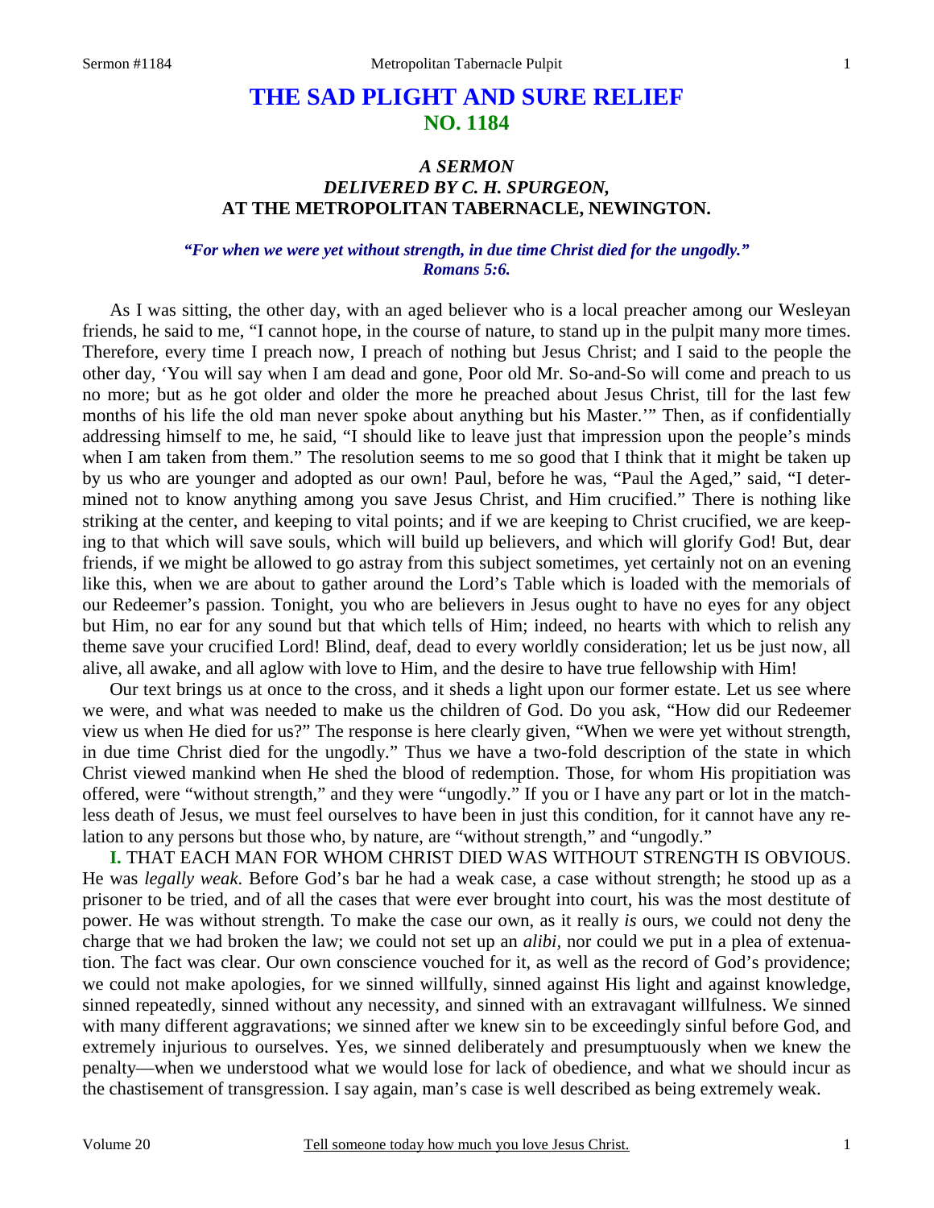# THE SAD PLIGHT AND SURE RELIEF
## NO. 1184

### *A SERMON*
### *DELIVERED BY C. H. SPURGEON,*
### AT THE METROPOLITAN TABERNACLE, NEWINGTON.

***"For when we were yet without strength, in due time Christ died for the ungodly." Romans 5:6.***

As I was sitting, the other day, with an aged believer who is a local preacher among our Wesleyan friends, he said to me, "I cannot hope, in the course of nature, to stand up in the pulpit many more times. Therefore, every time I preach now, I preach of nothing but Jesus Christ; and I said to the people the other day, 'You will say when I am dead and gone, Poor old Mr. So-and-So will come and preach to us no more; but as he got older and older the more he preached about Jesus Christ, till for the last few months of his life the old man never spoke about anything but his Master.'" Then, as if confidentially addressing himself to me, he said, "I should like to leave just that impression upon the people's minds when I am taken from them." The resolution seems to me so good that I think that it might be taken up by us who are younger and adopted as our own! Paul, before he was, "Paul the Aged," said, "I determined not to know anything among you save Jesus Christ, and Him crucified." There is nothing like striking at the center, and keeping to vital points; and if we are keeping to Christ crucified, we are keeping to that which will save souls, which will build up believers, and which will glorify God! But, dear friends, if we might be allowed to go astray from this subject sometimes, yet certainly not on an evening like this, when we are about to gather around the Lord's Table which is loaded with the memorials of our Redeemer's passion. Tonight, you who are believers in Jesus ought to have no eyes for any object but Him, no ear for any sound but that which tells of Him; indeed, no hearts with which to relish any theme save your crucified Lord! Blind, deaf, dead to every worldly consideration; let us be just now, all alive, all awake, and all aglow with love to Him, and the desire to have true fellowship with Him!

Our text brings us at once to the cross, and it sheds a light upon our former estate. Let us see where we were, and what was needed to make us the children of God. Do you ask, "How did our Redeemer view us when He died for us?" The response is here clearly given, "When we were yet without strength, in due time Christ died for the ungodly." Thus we have a two-fold description of the state in which Christ viewed mankind when He shed the blood of redemption. Those, for whom His propitiation was offered, were "without strength," and they were "ungodly." If you or I have any part or lot in the matchless death of Jesus, we must feel ourselves to have been in just this condition, for it cannot have any relation to any persons but those who, by nature, are "without strength," and "ungodly."

**I.** THAT EACH MAN FOR WHOM CHRIST DIED WAS WITHOUT STRENGTH IS OBVIOUS. He was *legally weak*. Before God's bar he had a weak case, a case without strength; he stood up as a prisoner to be tried, and of all the cases that were ever brought into court, his was the most destitute of power. He was without strength. To make the case our own, as it really *is* ours, we could not deny the charge that we had broken the law; we could not set up an *alibi,* nor could we put in a plea of extenuation. The fact was clear. Our own conscience vouched for it, as well as the record of God's providence; we could not make apologies, for we sinned willfully, sinned against His light and against knowledge, sinned repeatedly, sinned without any necessity, and sinned with an extravagant willfulness. We sinned with many different aggravations; we sinned after we knew sin to be exceedingly sinful before God, and extremely injurious to ourselves. Yes, we sinned deliberately and presumptuously when we knew the penalty—when we understood what we would lose for lack of obedience, and what we should incur as the chastisement of transgression. I say again, man's case is well described as being extremely weak.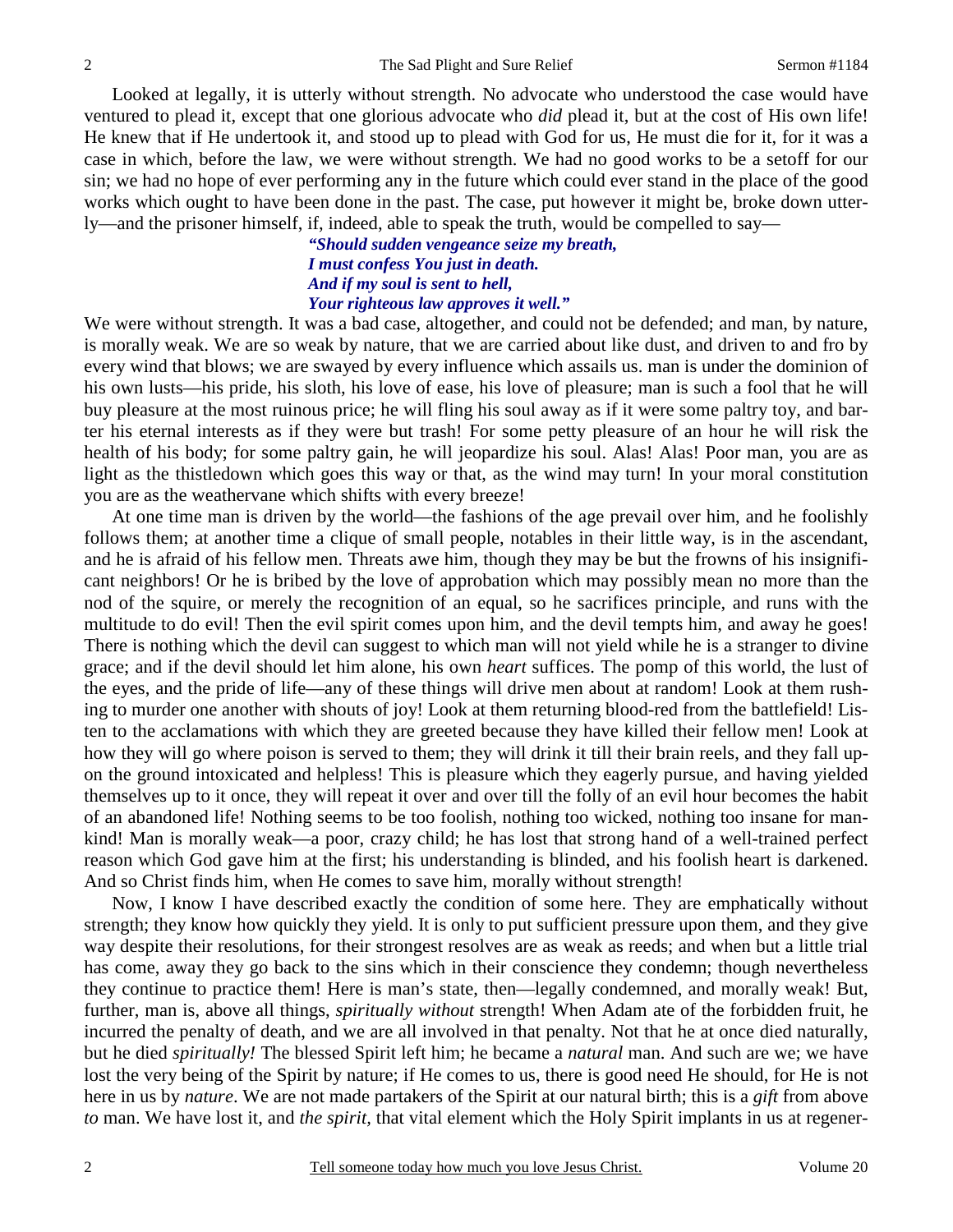Looked at legally, it is utterly without strength. No advocate who understood the case would have ventured to plead it, except that one glorious advocate who *did* plead it, but at the cost of His own life! He knew that if He undertook it, and stood up to plead with God for us, He must die for it, for it was a case in which, before the law, we were without strength. We had no good works to be a setoff for our sin; we had no hope of ever performing any in the future which could ever stand in the place of the good works which ought to have been done in the past. The case, put however it might be, broke down utterly—and the prisoner himself, if, indeed, able to speak the truth, would be compelled to say—

> ***"Should sudden vengeance seize my breath,***
> ***I must confess You just in death.***
> ***And if my soul is sent to hell,***
> ***Your righteous law approves it well."***

We were without strength. It was a bad case, altogether, and could not be defended; and man, by nature, is morally weak. We are so weak by nature, that we are carried about like dust, and driven to and fro by every wind that blows; we are swayed by every influence which assails us. man is under the dominion of his own lusts—his pride, his sloth, his love of ease, his love of pleasure; man is such a fool that he will buy pleasure at the most ruinous price; he will fling his soul away as if it were some paltry toy, and barter his eternal interests as if they were but trash! For some petty pleasure of an hour he will risk the health of his body; for some paltry gain, he will jeopardize his soul. Alas! Alas! Poor man, you are as light as the thistledown which goes this way or that, as the wind may turn! In your moral constitution you are as the weathervane which shifts with every breeze!

At one time man is driven by the world—the fashions of the age prevail over him, and he foolishly follows them; at another time a clique of small people, notables in their little way, is in the ascendant, and he is afraid of his fellow men. Threats awe him, though they may be but the frowns of his insignificant neighbors! Or he is bribed by the love of approbation which may possibly mean no more than the nod of the squire, or merely the recognition of an equal, so he sacrifices principle, and runs with the multitude to do evil! Then the evil spirit comes upon him, and the devil tempts him, and away he goes! There is nothing which the devil can suggest to which man will not yield while he is a stranger to divine grace; and if the devil should let him alone, his own *heart* suffices. The pomp of this world, the lust of the eyes, and the pride of life—any of these things will drive men about at random! Look at them rushing to murder one another with shouts of joy! Look at them returning blood-red from the battlefield! Listen to the acclamations with which they are greeted because they have killed their fellow men! Look at how they will go where poison is served to them; they will drink it till their brain reels, and they fall upon the ground intoxicated and helpless! This is pleasure which they eagerly pursue, and having yielded themselves up to it once, they will repeat it over and over till the folly of an evil hour becomes the habit of an abandoned life! Nothing seems to be too foolish, nothing too wicked, nothing too insane for mankind! Man is morally weak—a poor, crazy child; he has lost that strong hand of a well-trained perfect reason which God gave him at the first; his understanding is blinded, and his foolish heart is darkened. And so Christ finds him, when He comes to save him, morally without strength!

Now, I know I have described exactly the condition of some here. They are emphatically without strength; they know how quickly they yield. It is only to put sufficient pressure upon them, and they give way despite their resolutions, for their strongest resolves are as weak as reeds; and when but a little trial has come, away they go back to the sins which in their conscience they condemn; though nevertheless they continue to practice them! Here is man's state, then—legally condemned, and morally weak! But, further, man is, above all things, *spiritually without* strength! When Adam ate of the forbidden fruit, he incurred the penalty of death, and we are all involved in that penalty. Not that he at once died naturally, but he died *spiritually!* The blessed Spirit left him; he became a *natural* man. And such are we; we have lost the very being of the Spirit by nature; if He comes to us, there is good need He should, for He is not here in us by *nature*. We are not made partakers of the Spirit at our natural birth; this is a *gift* from above *to* man. We have lost it, and *the spirit,* that vital element which the Holy Spirit implants in us at regener-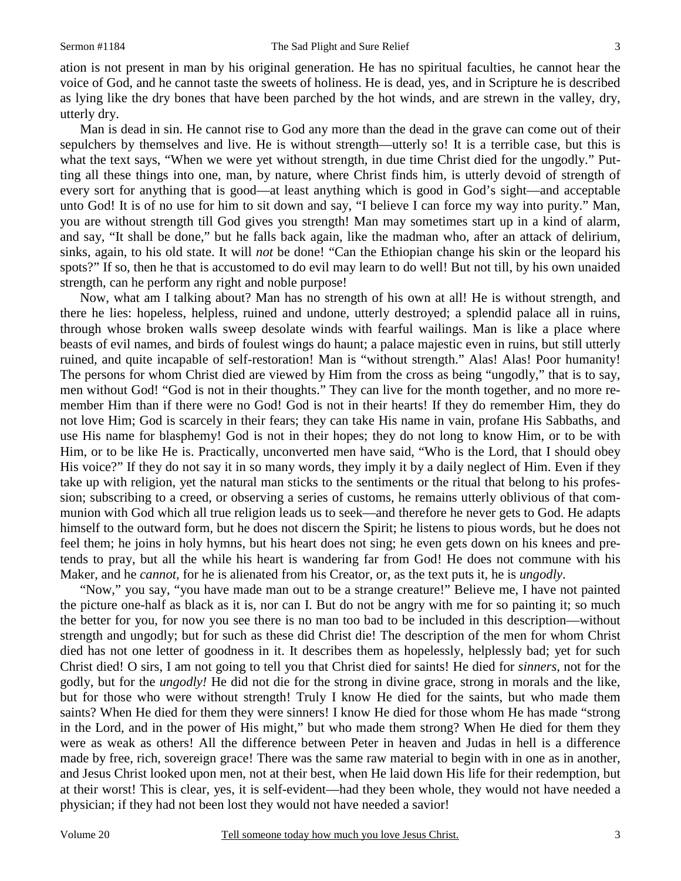ation is not present in man by his original generation. He has no spiritual faculties, he cannot hear the voice of God, and he cannot taste the sweets of holiness. He is dead, yes, and in Scripture he is described as lying like the dry bones that have been parched by the hot winds, and are strewn in the valley, dry, utterly dry.

Man is dead in sin. He cannot rise to God any more than the dead in the grave can come out of their sepulchers by themselves and live. He is without strength—utterly so! It is a terrible case, but this is what the text says, "When we were yet without strength, in due time Christ died for the ungodly." Putting all these things into one, man, by nature, where Christ finds him, is utterly devoid of strength of every sort for anything that is good—at least anything which is good in God's sight—and acceptable unto God! It is of no use for him to sit down and say, "I believe I can force my way into purity." Man, you are without strength till God gives you strength! Man may sometimes start up in a kind of alarm, and say, "It shall be done," but he falls back again, like the madman who, after an attack of delirium, sinks, again, to his old state. It will *not* be done! "Can the Ethiopian change his skin or the leopard his spots?" If so, then he that is accustomed to do evil may learn to do well! But not till, by his own unaided strength, can he perform any right and noble purpose!

Now, what am I talking about? Man has no strength of his own at all! He is without strength, and there he lies: hopeless, helpless, ruined and undone, utterly destroyed; a splendid palace all in ruins, through whose broken walls sweep desolate winds with fearful wailings. Man is like a place where beasts of evil names, and birds of foulest wings do haunt; a palace majestic even in ruins, but still utterly ruined, and quite incapable of self-restoration! Man is "without strength." Alas! Alas! Poor humanity! The persons for whom Christ died are viewed by Him from the cross as being "ungodly," that is to say, men without God! "God is not in their thoughts." They can live for the month together, and no more remember Him than if there were no God! God is not in their hearts! If they do remember Him, they do not love Him; God is scarcely in their fears; they can take His name in vain, profane His Sabbaths, and use His name for blasphemy! God is not in their hopes; they do not long to know Him, or to be with Him, or to be like He is. Practically, unconverted men have said, "Who is the Lord, that I should obey His voice?" If they do not say it in so many words, they imply it by a daily neglect of Him. Even if they take up with religion, yet the natural man sticks to the sentiments or the ritual that belong to his profession; subscribing to a creed, or observing a series of customs, he remains utterly oblivious of that communion with God which all true religion leads us to seek—and therefore he never gets to God. He adapts himself to the outward form, but he does not discern the Spirit; he listens to pious words, but he does not feel them; he joins in holy hymns, but his heart does not sing; he even gets down on his knees and pretends to pray, but all the while his heart is wandering far from God! He does not commune with his Maker, and he *cannot*, for he is alienated from his Creator, or, as the text puts it, he is *ungodly*.

"Now," you say, "you have made man out to be a strange creature!" Believe me, I have not painted the picture one-half as black as it is, nor can I. But do not be angry with me for so painting it; so much the better for you, for now you see there is no man too bad to be included in this description—without strength and ungodly; but for such as these did Christ die! The description of the men for whom Christ died has not one letter of goodness in it. It describes them as hopelessly, helplessly bad; yet for such Christ died! O sirs, I am not going to tell you that Christ died for saints! He died for *sinners*, not for the godly, but for the *ungodly!* He did not die for the strong in divine grace, strong in morals and the like, but for those who were without strength! Truly I know He died for the saints, but who made them saints? When He died for them they were sinners! I know He died for those whom He has made "strong in the Lord, and in the power of His might," but who made them strong? When He died for them they were as weak as others! All the difference between Peter in heaven and Judas in hell is a difference made by free, rich, sovereign grace! There was the same raw material to begin with in one as in another, and Jesus Christ looked upon men, not at their best, when He laid down His life for their redemption, but at their worst! This is clear, yes, it is self-evident—had they been whole, they would not have needed a physician; if they had not been lost they would not have needed a savior!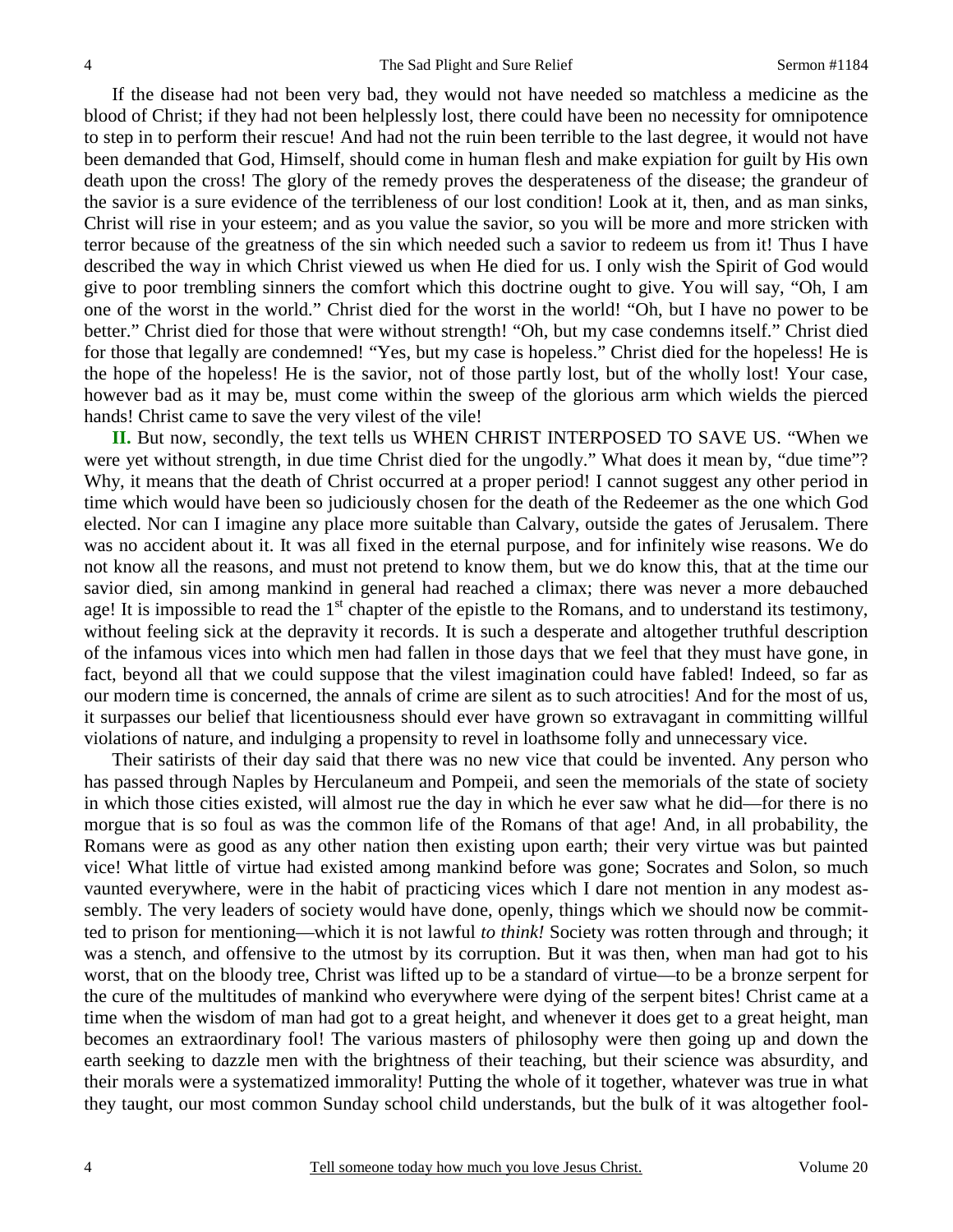If the disease had not been very bad, they would not have needed so matchless a medicine as the blood of Christ; if they had not been helplessly lost, there could have been no necessity for omnipotence to step in to perform their rescue! And had not the ruin been terrible to the last degree, it would not have been demanded that God, Himself, should come in human flesh and make expiation for guilt by His own death upon the cross! The glory of the remedy proves the desperateness of the disease; the grandeur of the savior is a sure evidence of the terribleness of our lost condition! Look at it, then, and as man sinks, Christ will rise in your esteem; and as you value the savior, so you will be more and more stricken with terror because of the greatness of the sin which needed such a savior to redeem us from it! Thus I have described the way in which Christ viewed us when He died for us. I only wish the Spirit of God would give to poor trembling sinners the comfort which this doctrine ought to give. You will say, "Oh, I am one of the worst in the world." Christ died for the worst in the world! "Oh, but I have no power to be better." Christ died for those that were without strength! "Oh, but my case condemns itself." Christ died for those that legally are condemned! "Yes, but my case is hopeless." Christ died for the hopeless! He is the hope of the hopeless! He is the savior, not of those partly lost, but of the wholly lost! Your case, however bad as it may be, must come within the sweep of the glorious arm which wields the pierced hands! Christ came to save the very vilest of the vile!

**II.** But now, secondly, the text tells us WHEN CHRIST INTERPOSED TO SAVE US. "When we were yet without strength, in due time Christ died for the ungodly." What does it mean by, "due time"? Why, it means that the death of Christ occurred at a proper period! I cannot suggest any other period in time which would have been so judiciously chosen for the death of the Redeemer as the one which God elected. Nor can I imagine any place more suitable than Calvary, outside the gates of Jerusalem. There was no accident about it. It was all fixed in the eternal purpose, and for infinitely wise reasons. We do not know all the reasons, and must not pretend to know them, but we do know this, that at the time our savior died, sin among mankind in general had reached a climax; there was never a more debauched age! It is impossible to read the 1st chapter of the epistle to the Romans, and to understand its testimony, without feeling sick at the depravity it records. It is such a desperate and altogether truthful description of the infamous vices into which men had fallen in those days that we feel that they must have gone, in fact, beyond all that we could suppose that the vilest imagination could have fabled! Indeed, so far as our modern time is concerned, the annals of crime are silent as to such atrocities! And for the most of us, it surpasses our belief that licentiousness should ever have grown so extravagant in committing willful violations of nature, and indulging a propensity to revel in loathsome folly and unnecessary vice.

Their satirists of their day said that there was no new vice that could be invented. Any person who has passed through Naples by Herculaneum and Pompeii, and seen the memorials of the state of society in which those cities existed, will almost rue the day in which he ever saw what he did—for there is no morgue that is so foul as was the common life of the Romans of that age! And, in all probability, the Romans were as good as any other nation then existing upon earth; their very virtue was but painted vice! What little of virtue had existed among mankind before was gone; Socrates and Solon, so much vaunted everywhere, were in the habit of practicing vices which I dare not mention in any modest assembly. The very leaders of society would have done, openly, things which we should now be committed to prison for mentioning—which it is not lawful *to think!* Society was rotten through and through; it was a stench, and offensive to the utmost by its corruption. But it was then, when man had got to his worst, that on the bloody tree, Christ was lifted up to be a standard of virtue—to be a bronze serpent for the cure of the multitudes of mankind who everywhere were dying of the serpent bites! Christ came at a time when the wisdom of man had got to a great height, and whenever it does get to a great height, man becomes an extraordinary fool! The various masters of philosophy were then going up and down the earth seeking to dazzle men with the brightness of their teaching, but their science was absurdity, and their morals were a systematized immorality! Putting the whole of it together, whatever was true in what they taught, our most common Sunday school child understands, but the bulk of it was altogether fool-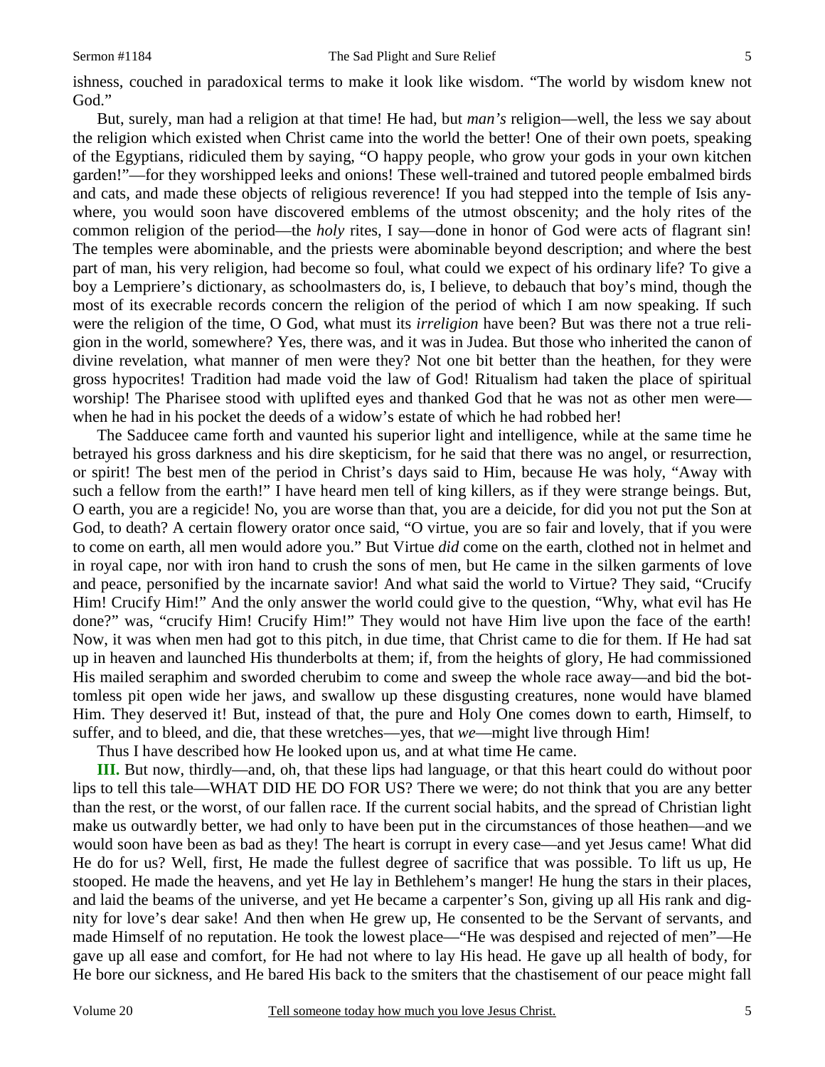ishness, couched in paradoxical terms to make it look like wisdom. "The world by wisdom knew not God."

But, surely, man had a religion at that time! He had, but *man's* religion—well, the less we say about the religion which existed when Christ came into the world the better! One of their own poets, speaking of the Egyptians, ridiculed them by saying, "O happy people, who grow your gods in your own kitchen garden!"—for they worshipped leeks and onions! These well-trained and tutored people embalmed birds and cats, and made these objects of religious reverence! If you had stepped into the temple of Isis anywhere, you would soon have discovered emblems of the utmost obscenity; and the holy rites of the common religion of the period—the *holy* rites, I say—done in honor of God were acts of flagrant sin! The temples were abominable, and the priests were abominable beyond description; and where the best part of man, his very religion, had become so foul, what could we expect of his ordinary life? To give a boy a Lempriere's dictionary, as schoolmasters do, is, I believe, to debauch that boy's mind, though the most of its execrable records concern the religion of the period of which I am now speaking. If such were the religion of the time, O God, what must its *irreligion* have been? But was there not a true religion in the world, somewhere? Yes, there was, and it was in Judea. But those who inherited the canon of divine revelation, what manner of men were they? Not one bit better than the heathen, for they were gross hypocrites! Tradition had made void the law of God! Ritualism had taken the place of spiritual worship! The Pharisee stood with uplifted eyes and thanked God that he was not as other men were—when he had in his pocket the deeds of a widow's estate of which he had robbed her!

The Sadducee came forth and vaunted his superior light and intelligence, while at the same time he betrayed his gross darkness and his dire skepticism, for he said that there was no angel, or resurrection, or spirit! The best men of the period in Christ's days said to Him, because He was holy, "Away with such a fellow from the earth!" I have heard men tell of king killers, as if they were strange beings. But, O earth, you are a regicide! No, you are worse than that, you are a deicide, for did you not put the Son at God, to death? A certain flowery orator once said, "O virtue, you are so fair and lovely, that if you were to come on earth, all men would adore you." But Virtue *did* come on the earth, clothed not in helmet and in royal cape, nor with iron hand to crush the sons of men, but He came in the silken garments of love and peace, personified by the incarnate savior! And what said the world to Virtue? They said, "Crucify Him! Crucify Him!" And the only answer the world could give to the question, "Why, what evil has He done?" was, "crucify Him! Crucify Him!" They would not have Him live upon the face of the earth! Now, it was when men had got to this pitch, in due time, that Christ came to die for them. If He had sat up in heaven and launched His thunderbolts at them; if, from the heights of glory, He had commissioned His mailed seraphim and sworded cherubim to come and sweep the whole race away—and bid the bottomless pit open wide her jaws, and swallow up these disgusting creatures, none would have blamed Him. They deserved it! But, instead of that, the pure and Holy One comes down to earth, Himself, to suffer, and to bleed, and die, that these wretches—yes, that *we*—might live through Him!

Thus I have described how He looked upon us, and at what time He came.

**III.** But now, thirdly—and, oh, that these lips had language, or that this heart could do without poor lips to tell this tale—WHAT DID HE DO FOR US? There we were; do not think that you are any better than the rest, or the worst, of our fallen race. If the current social habits, and the spread of Christian light make us outwardly better, we had only to have been put in the circumstances of those heathen—and we would soon have been as bad as they! The heart is corrupt in every case—and yet Jesus came! What did He do for us? Well, first, He made the fullest degree of sacrifice that was possible. To lift us up, He stooped. He made the heavens, and yet He lay in Bethlehem's manger! He hung the stars in their places, and laid the beams of the universe, and yet He became a carpenter's Son, giving up all His rank and dignity for love's dear sake! And then when He grew up, He consented to be the Servant of servants, and made Himself of no reputation. He took the lowest place—"He was despised and rejected of men"—He gave up all ease and comfort, for He had not where to lay His head. He gave up all health of body, for He bore our sickness, and He bared His back to the smiters that the chastisement of our peace might fall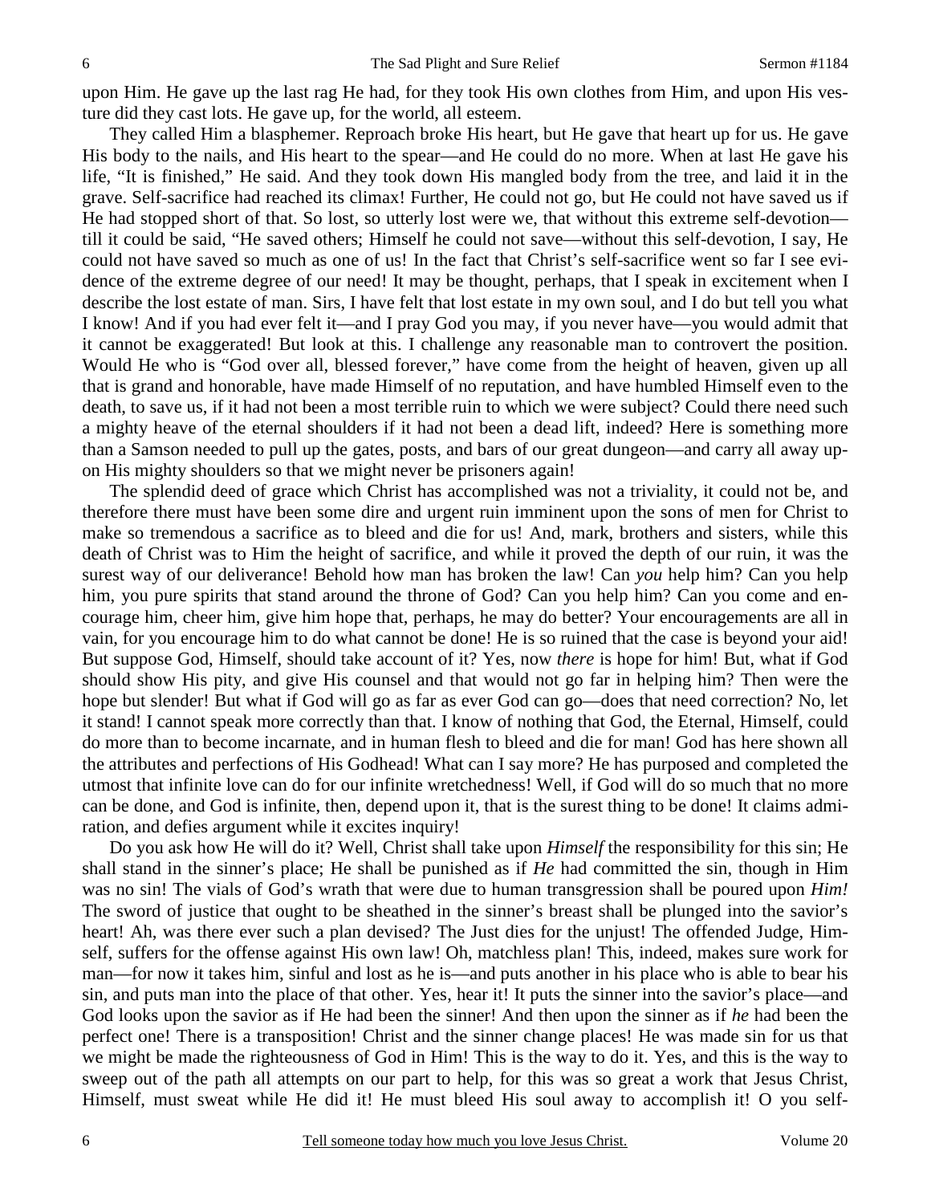upon Him. He gave up the last rag He had, for they took His own clothes from Him, and upon His vesture did they cast lots. He gave up, for the world, all esteem.

They called Him a blasphemer. Reproach broke His heart, but He gave that heart up for us. He gave His body to the nails, and His heart to the spear—and He could do no more. When at last He gave his life, "It is finished," He said. And they took down His mangled body from the tree, and laid it in the grave. Self-sacrifice had reached its climax! Further, He could not go, but He could not have saved us if He had stopped short of that. So lost, so utterly lost were we, that without this extreme self-devotion—till it could be said, "He saved others; Himself he could not save—without this self-devotion, I say, He could not have saved so much as one of us! In the fact that Christ's self-sacrifice went so far I see evidence of the extreme degree of our need! It may be thought, perhaps, that I speak in excitement when I describe the lost estate of man. Sirs, I have felt that lost estate in my own soul, and I do but tell you what I know! And if you had ever felt it—and I pray God you may, if you never have—you would admit that it cannot be exaggerated! But look at this. I challenge any reasonable man to controvert the position. Would He who is "God over all, blessed forever," have come from the height of heaven, given up all that is grand and honorable, have made Himself of no reputation, and have humbled Himself even to the death, to save us, if it had not been a most terrible ruin to which we were subject? Could there need such a mighty heave of the eternal shoulders if it had not been a dead lift, indeed? Here is something more than a Samson needed to pull up the gates, posts, and bars of our great dungeon—and carry all away upon His mighty shoulders so that we might never be prisoners again!

The splendid deed of grace which Christ has accomplished was not a triviality, it could not be, and therefore there must have been some dire and urgent ruin imminent upon the sons of men for Christ to make so tremendous a sacrifice as to bleed and die for us! And, mark, brothers and sisters, while this death of Christ was to Him the height of sacrifice, and while it proved the depth of our ruin, it was the surest way of our deliverance! Behold how man has broken the law! Can *you* help him? Can you help him, you pure spirits that stand around the throne of God? Can you help him? Can you come and encourage him, cheer him, give him hope that, perhaps, he may do better? Your encouragements are all in vain, for you encourage him to do what cannot be done! He is so ruined that the case is beyond your aid! But suppose God, Himself, should take account of it? Yes, now *there* is hope for him! But, what if God should show His pity, and give His counsel and that would not go far in helping him? Then were the hope but slender! But what if God will go as far as ever God can go—does that need correction? No, let it stand! I cannot speak more correctly than that. I know of nothing that God, the Eternal, Himself, could do more than to become incarnate, and in human flesh to bleed and die for man! God has here shown all the attributes and perfections of His Godhead! What can I say more? He has purposed and completed the utmost that infinite love can do for our infinite wretchedness! Well, if God will do so much that no more can be done, and God is infinite, then, depend upon it, that is the surest thing to be done! It claims admiration, and defies argument while it excites inquiry!

Do you ask how He will do it? Well, Christ shall take upon *Himself* the responsibility for this sin; He shall stand in the sinner's place; He shall be punished as if *He* had committed the sin, though in Him was no sin! The vials of God's wrath that were due to human transgression shall be poured upon *Him!* The sword of justice that ought to be sheathed in the sinner's breast shall be plunged into the savior's heart! Ah, was there ever such a plan devised? The Just dies for the unjust! The offended Judge, Himself, suffers for the offense against His own law! Oh, matchless plan! This, indeed, makes sure work for man—for now it takes him, sinful and lost as he is—and puts another in his place who is able to bear his sin, and puts man into the place of that other. Yes, hear it! It puts the sinner into the savior's place—and God looks upon the savior as if He had been the sinner! And then upon the sinner as if *he* had been the perfect one! There is a transposition! Christ and the sinner change places! He was made sin for us that we might be made the righteousness of God in Him! This is the way to do it. Yes, and this is the way to sweep out of the path all attempts on our part to help, for this was so great a work that Jesus Christ, Himself, must sweat while He did it! He must bleed His soul away to accomplish it! O you self-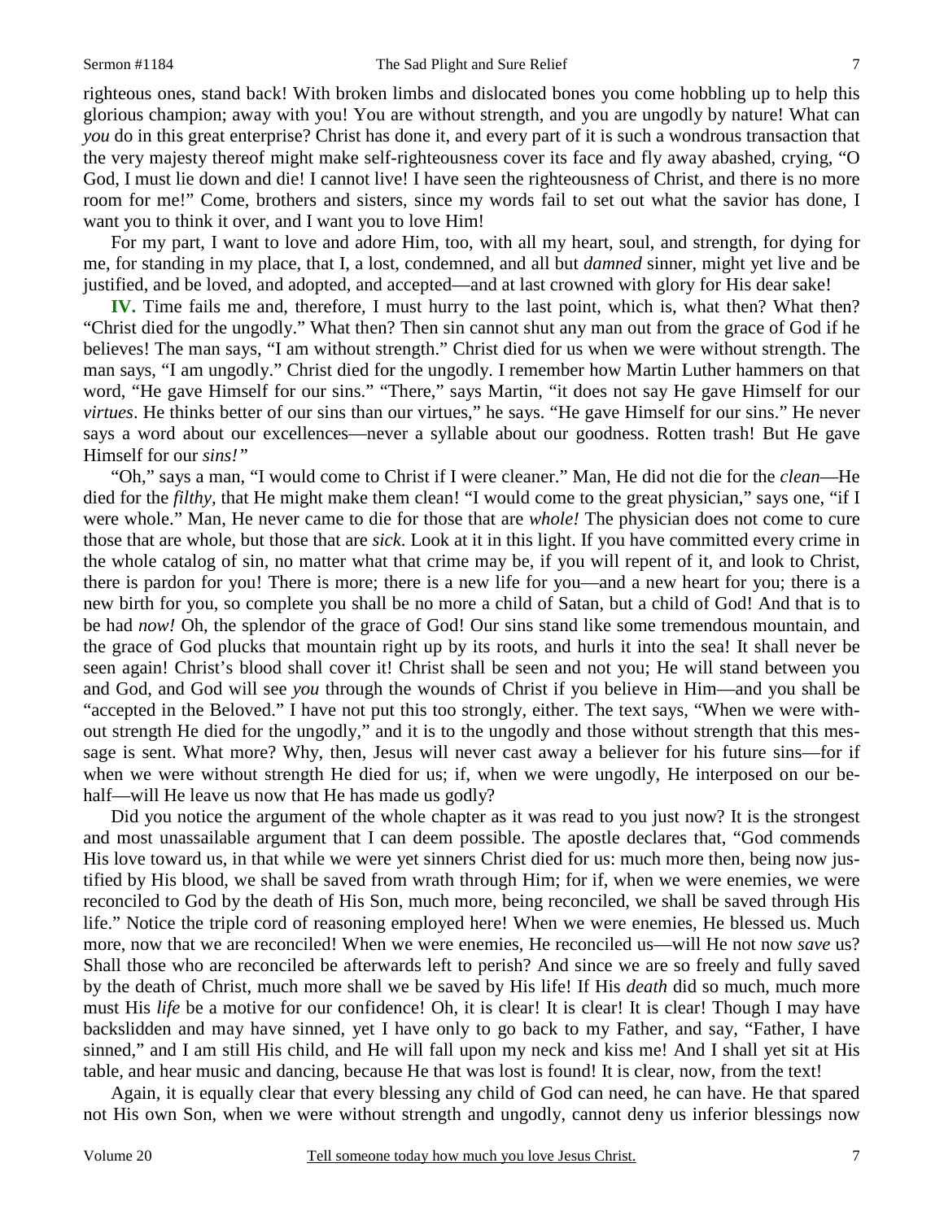righteous ones, stand back! With broken limbs and dislocated bones you come hobbling up to help this glorious champion; away with you! You are without strength, and you are ungodly by nature! What can *you* do in this great enterprise? Christ has done it, and every part of it is such a wondrous transaction that the very majesty thereof might make self-righteousness cover its face and fly away abashed, crying, "O God, I must lie down and die! I cannot live! I have seen the righteousness of Christ, and there is no more room for me!" Come, brothers and sisters, since my words fail to set out what the savior has done, I want you to think it over, and I want you to love Him!

For my part, I want to love and adore Him, too, with all my heart, soul, and strength, for dying for me, for standing in my place, that I, a lost, condemned, and all but *damned* sinner, might yet live and be justified, and be loved, and adopted, and accepted—and at last crowned with glory for His dear sake!

**IV.** Time fails me and, therefore, I must hurry to the last point, which is, what then? What then? "Christ died for the ungodly." What then? Then sin cannot shut any man out from the grace of God if he believes! The man says, "I am without strength." Christ died for us when we were without strength. The man says, "I am ungodly." Christ died for the ungodly. I remember how Martin Luther hammers on that word, "He gave Himself for our sins." "There," says Martin, "it does not say He gave Himself for our *virtues*. He thinks better of our sins than our virtues," he says. "He gave Himself for our sins." He never says a word about our excellences—never a syllable about our goodness. Rotten trash! But He gave Himself for our *sins!"*

"Oh," says a man, "I would come to Christ if I were cleaner." Man, He did not die for the *clean*—He died for the *filthy*, that He might make them clean! "I would come to the great physician," says one, "if I were whole." Man, He never came to die for those that are *whole!* The physician does not come to cure those that are whole, but those that are *sick*. Look at it in this light. If you have committed every crime in the whole catalog of sin, no matter what that crime may be, if you will repent of it, and look to Christ, there is pardon for you! There is more; there is a new life for you—and a new heart for you; there is a new birth for you, so complete you shall be no more a child of Satan, but a child of God! And that is to be had *now!* Oh, the splendor of the grace of God! Our sins stand like some tremendous mountain, and the grace of God plucks that mountain right up by its roots, and hurls it into the sea! It shall never be seen again! Christ's blood shall cover it! Christ shall be seen and not you; He will stand between you and God, and God will see *you* through the wounds of Christ if you believe in Him—and you shall be "accepted in the Beloved." I have not put this too strongly, either. The text says, "When we were without strength He died for the ungodly," and it is to the ungodly and those without strength that this message is sent. What more? Why, then, Jesus will never cast away a believer for his future sins—for if when we were without strength He died for us; if, when we were ungodly, He interposed on our behalf—will He leave us now that He has made us godly?

Did you notice the argument of the whole chapter as it was read to you just now? It is the strongest and most unassailable argument that I can deem possible. The apostle declares that, "God commends His love toward us, in that while we were yet sinners Christ died for us: much more then, being now justified by His blood, we shall be saved from wrath through Him; for if, when we were enemies, we were reconciled to God by the death of His Son, much more, being reconciled, we shall be saved through His life." Notice the triple cord of reasoning employed here! When we were enemies, He blessed us. Much more, now that we are reconciled! When we were enemies, He reconciled us—will He not now *save* us? Shall those who are reconciled be afterwards left to perish? And since we are so freely and fully saved by the death of Christ, much more shall we be saved by His life! If His *death* did so much, much more must His *life* be a motive for our confidence! Oh, it is clear! It is clear! It is clear! Though I may have backslidden and may have sinned, yet I have only to go back to my Father, and say, "Father, I have sinned," and I am still His child, and He will fall upon my neck and kiss me! And I shall yet sit at His table, and hear music and dancing, because He that was lost is found! It is clear, now, from the text!

Again, it is equally clear that every blessing any child of God can need, he can have. He that spared not His own Son, when we were without strength and ungodly, cannot deny us inferior blessings now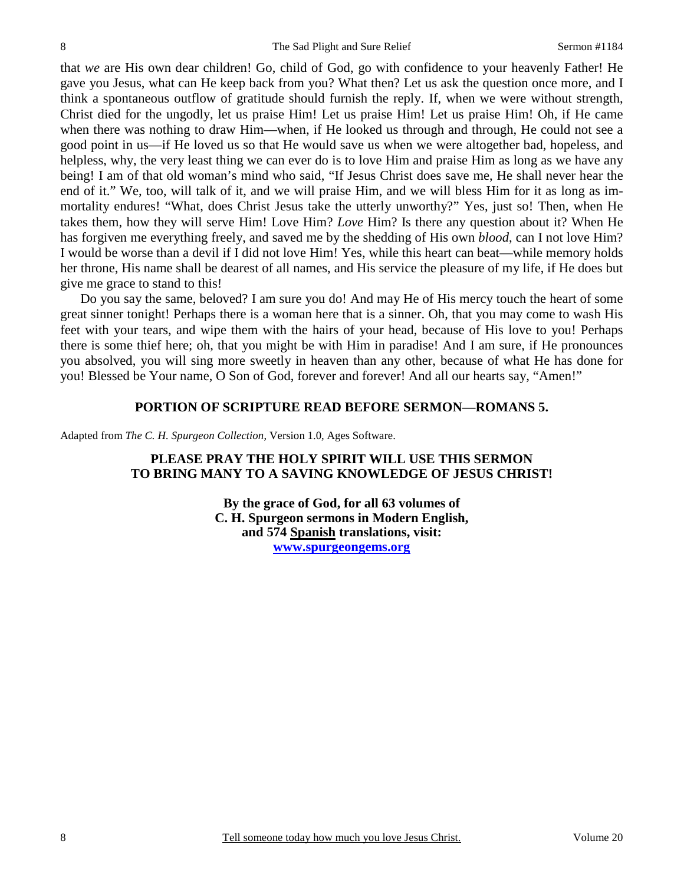that *we* are His own dear children! Go, child of God, go with confidence to your heavenly Father! He gave you Jesus, what can He keep back from you? What then? Let us ask the question once more, and I think a spontaneous outflow of gratitude should furnish the reply. If, when we were without strength, Christ died for the ungodly, let us praise Him! Let us praise Him! Let us praise Him! Oh, if He came when there was nothing to draw Him—when, if He looked us through and through, He could not see a good point in us—if He loved us so that He would save us when we were altogether bad, hopeless, and helpless, why, the very least thing we can ever do is to love Him and praise Him as long as we have any being! I am of that old woman's mind who said, "If Jesus Christ does save me, He shall never hear the end of it." We, too, will talk of it, and we will praise Him, and we will bless Him for it as long as immortality endures! "What, does Christ Jesus take the utterly unworthy?" Yes, just so! Then, when He takes them, how they will serve Him! Love Him? *Love* Him? Is there any question about it? When He has forgiven me everything freely, and saved me by the shedding of His own *blood*, can I not love Him? I would be worse than a devil if I did not love Him! Yes, while this heart can beat—while memory holds her throne, His name shall be dearest of all names, and His service the pleasure of my life, if He does but give me grace to stand to this!

Do you say the same, beloved? I am sure you do! And may He of His mercy touch the heart of some great sinner tonight! Perhaps there is a woman here that is a sinner. Oh, that you may come to wash His feet with your tears, and wipe them with the hairs of your head, because of His love to you! Perhaps there is some thief here; oh, that you might be with Him in paradise! And I am sure, if He pronounces you absolved, you will sing more sweetly in heaven than any other, because of what He has done for you! Blessed be Your name, O Son of God, forever and forever! And all our hearts say, "Amen!"

**PORTION OF SCRIPTURE READ BEFORE SERMON—ROMANS 5.**

Adapted from *The C. H. Spurgeon Collection*, Version 1.0, Ages Software.

**PLEASE PRAY THE HOLY SPIRIT WILL USE THIS SERMON TO BRING MANY TO A SAVING KNOWLEDGE OF JESUS CHRIST!**

**By the grace of God, for all 63 volumes of C. H. Spurgeon sermons in Modern English, and 574 Spanish translations, visit: www.spurgeongems.org**